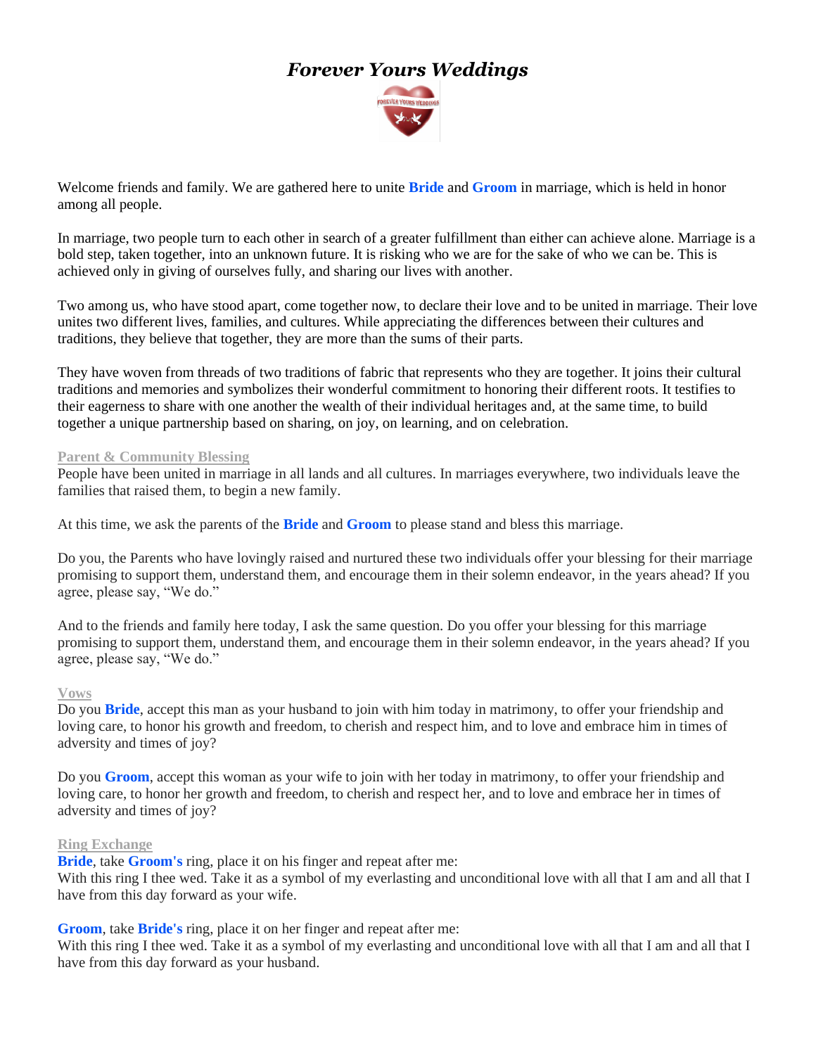# *Forever Yours Weddings*

Welcome friends and family. We are gathered here to unite **Bride** and **Groom** in marriage, which is held in honor among all people.

In marriage, two people turn to each other in search of a greater fulfillment than either can achieve alone. Marriage is a bold step, taken together, into an unknown future. It is risking who we are for the sake of who we can be. This is achieved only in giving of ourselves fully, and sharing our lives with another.

Two among us, who have stood apart, come together now, to declare their love and to be united in marriage. Their love unites two different lives, families, and cultures. While appreciating the differences between their cultures and traditions, they believe that together, they are more than the sums of their parts.

They have woven from threads of two traditions of fabric that represents who they are together. It joins their cultural traditions and memories and symbolizes their wonderful commitment to honoring their different roots. It testifies to their eagerness to share with one another the wealth of their individual heritages and, at the same time, to build together a unique partnership based on sharing, on joy, on learning, and on celebration.

## Parent & Community Blessing

People have been united in marriage in all lands and all cultures. In marriages everywhere, two individuals leave the families that raised them, to begin a new family.

At this time, we ask the parents of the **Bride** and **Groom** to please stand and bless this marriage.

Do you, the Parents who have lovingly raised and nurtured these two individuals offer your blessing for their marriage promising to support them, understand them, and encourage them in their solemn endeavor, in the years ahead? If you agree, please say, "We do."

And to the friends and family here today, I ask the same question. Do you offer your blessing for this marriage promising to support them, understand them, and encourage them in their solemn endeavor, in the years ahead? If you agree, please say, "We do."

## Vows

Do you **Bride**, accept this man as your husband to join with him today in matrimony, to offer your friendship and loving care, to honor his growth and freedom, to cherish and respect him, and to love and embrace him in times of adversity and times of joy?

Do you **Groom**, accept this woman as your wife to join with her today in matrimony, to offer your friendship and loving care, to honor her growth and freedom, to cherish and respect her, and to love and embrace her in times of adversity and times of joy?

## Ring Exchange

**Bride**, take **Groom's** ring, place it on his finger and repeat after me:
With this ring I thee wed. Take it as a symbol of my everlasting and unconditional love with all that I am and all that I have from this day forward as your wife.

**Groom**, take **Bride's** ring, place it on her finger and repeat after me:
With this ring I thee wed. Take it as a symbol of my everlasting and unconditional love with all that I am and all that I have from this day forward as your husband.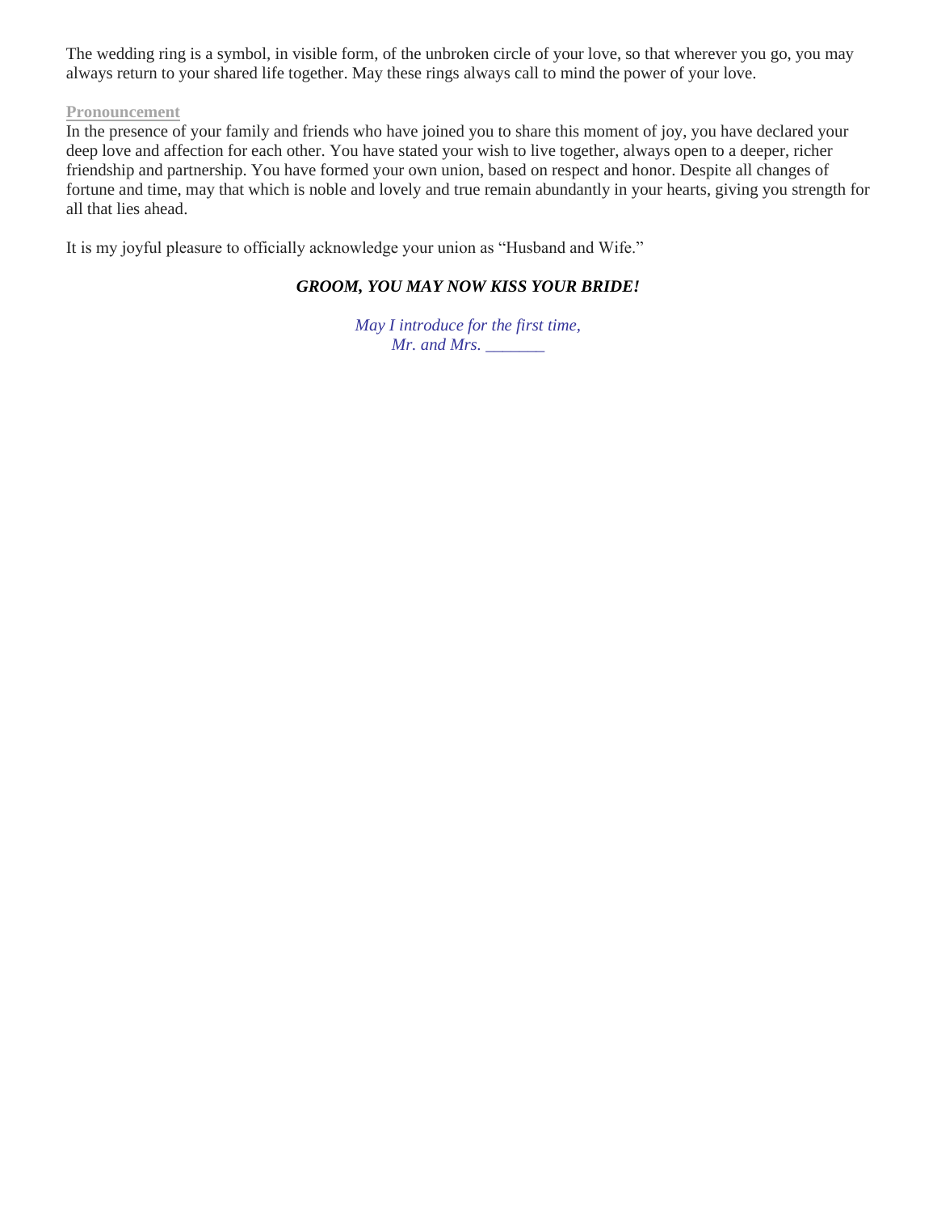The wedding ring is a symbol, in visible form, of the unbroken circle of your love, so that wherever you go, you may always return to your shared life together. May these rings always call to mind the power of your love.

**Pronouncement**

In the presence of your family and friends who have joined you to share this moment of joy, you have declared your deep love and affection for each other. You have stated your wish to live together, always open to a deeper, richer friendship and partnership. You have formed your own union, based on respect and honor. Despite all changes of fortune and time, may that which is noble and lovely and true remain abundantly in your hearts, giving you strength for all that lies ahead.

It is my joyful pleasure to officially acknowledge your union as “Husband and Wife.”

***GROOM, YOU MAY NOW KISS YOUR BRIDE!***

*May I introduce for the first time,*
*Mr. and Mrs. _______*